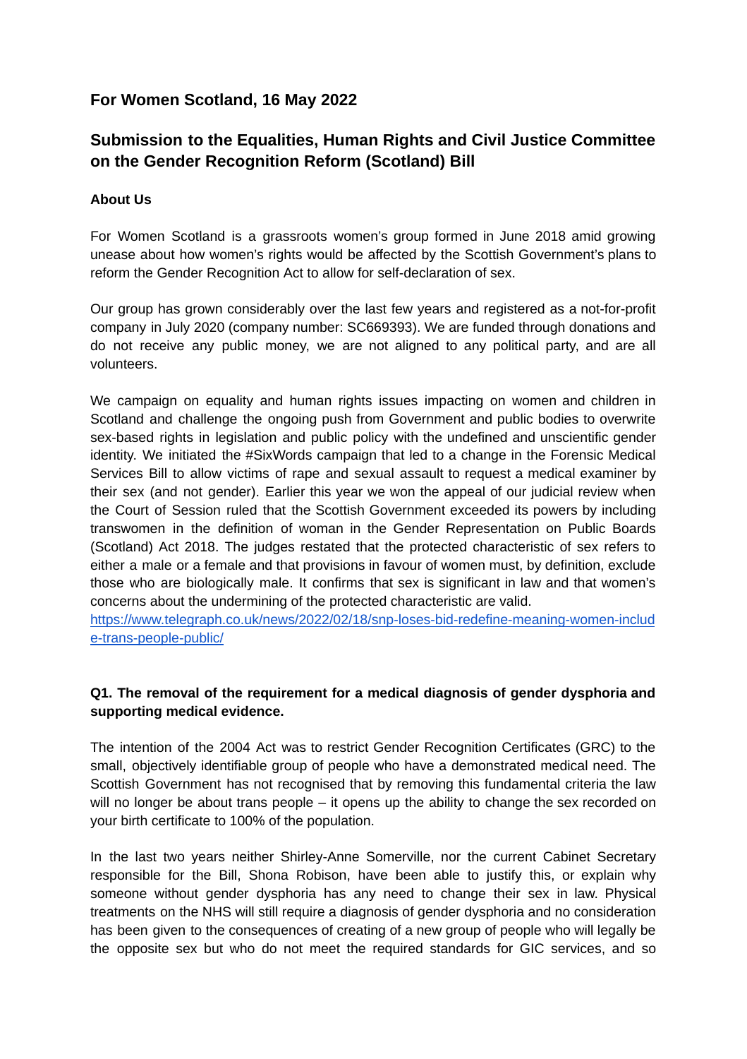## For Women Scotland, 16 May 2022

## Submission to the Equalities, Human Rights and Civil Justice Committee on the Gender Recognition Reform (Scotland) Bill

### About Us

For Women Scotland is a grassroots women's group formed in June 2018 amid growing unease about how women's rights would be affected by the Scottish Government's plans to reform the Gender Recognition Act to allow for self-declaration of sex.

Our group has grown considerably over the last few years and registered as a not-for-profit company in July 2020 (company number: SC669393). We are funded through donations and do not receive any public money, we are not aligned to any political party, and are all volunteers.

We campaign on equality and human rights issues impacting on women and children in Scotland and challenge the ongoing push from Government and public bodies to overwrite sex-based rights in legislation and public policy with the undefined and unscientific gender identity. We initiated the #SixWords campaign that led to a change in the Forensic Medical Services Bill to allow victims of rape and sexual assault to request a medical examiner by their sex (and not gender). Earlier this year we won the appeal of our judicial review when the Court of Session ruled that the Scottish Government exceeded its powers by including transwomen in the definition of woman in the Gender Representation on Public Boards (Scotland) Act 2018. The judges restated that the protected characteristic of sex refers to either a male or a female and that provisions in favour of women must, by definition, exclude those who are biologically male. It confirms that sex is significant in law and that women's concerns about the undermining of the protected characteristic are valid.
[https://www.telegraph.co.uk/news/2022/02/18/snp-loses-bid-redefine-meaning-women-include-trans-people-public/](https://www.telegraph.co.uk/news/2022/02/18/snp-loses-bid-redefine-meaning-women-include-trans-people-public/)

### Q1. The removal of the requirement for a medical diagnosis of gender dysphoria and supporting medical evidence.

The intention of the 2004 Act was to restrict Gender Recognition Certificates (GRC) to the small, objectively identifiable group of people who have a demonstrated medical need. The Scottish Government has not recognised that by removing this fundamental criteria the law will no longer be about trans people – it opens up the ability to change the sex recorded on your birth certificate to 100% of the population.

In the last two years neither Shirley-Anne Somerville, nor the current Cabinet Secretary responsible for the Bill, Shona Robison, have been able to justify this, or explain why someone without gender dysphoria has any need to change their sex in law. Physical treatments on the NHS will still require a diagnosis of gender dysphoria and no consideration has been given to the consequences of creating of a new group of people who will legally be the opposite sex but who do not meet the required standards for GIC services, and so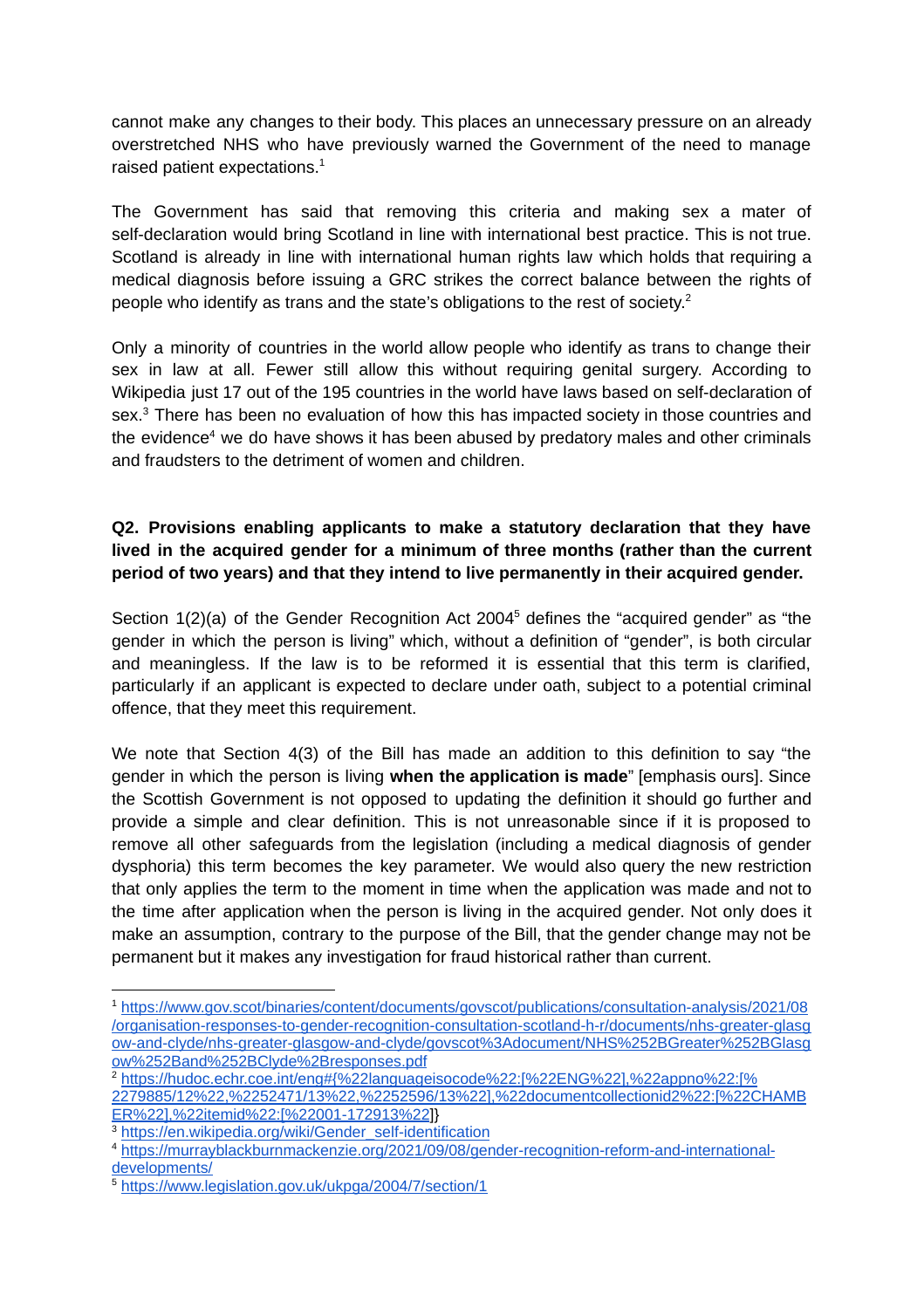cannot make any changes to their body. This places an unnecessary pressure on an already overstretched NHS who have previously warned the Government of the need to manage raised patient expectations.[1]

The Government has said that removing this criteria and making sex a mater of self-declaration would bring Scotland in line with international best practice. This is not true. Scotland is already in line with international human rights law which holds that requiring a medical diagnosis before issuing a GRC strikes the correct balance between the rights of people who identify as trans and the state's obligations to the rest of society.[2]

Only a minority of countries in the world allow people who identify as trans to change their sex in law at all. Fewer still allow this without requiring genital surgery. According to Wikipedia just 17 out of the 195 countries in the world have laws based on self-declaration of sex.[3] There has been no evaluation of how this has impacted society in those countries and the evidence[4] we do have shows it has been abused by predatory males and other criminals and fraudsters to the detriment of women and children.

**Q2. Provisions enabling applicants to make a statutory declaration that they have lived in the acquired gender for a minimum of three months (rather than the current period of two years) and that they intend to live permanently in their acquired gender.**

Section 1(2)(a) of the Gender Recognition Act 2004[5] defines the "acquired gender" as "the gender in which the person is living" which, without a definition of "gender", is both circular and meaningless. If the law is to be reformed it is essential that this term is clarified, particularly if an applicant is expected to declare under oath, subject to a potential criminal offence, that they meet this requirement.

We note that Section 4(3) of the Bill has made an addition to this definition to say "the gender in which the person is living **when the application is made**" [emphasis ours]. Since the Scottish Government is not opposed to updating the definition it should go further and provide a simple and clear definition. This is not unreasonable since if it is proposed to remove all other safeguards from the legislation (including a medical diagnosis of gender dysphoria) this term becomes the key parameter. We would also query the new restriction that only applies the term to the moment in time when the application was made and not to the time after application when the person is living in the acquired gender. Not only does it make an assumption, contrary to the purpose of the Bill, that the gender change may not be permanent but it makes any investigation for fraud historical rather than current.

---

[1] https://www.gov.scot/binaries/content/documents/govscot/publications/consultation-analysis/2021/08/organisation-responses-to-gender-recognition-consultation-scotland-h-r/documents/nhs-greater-glasgow-and-clyde/nhs-greater-glasgow-and-clyde/govscot%3Adocument/NHS%252BGreater%252BGlasgow%252Band%252BClyde%2Bresponses.pdf

[2] https://hudoc.echr.coe.int/eng#{%22languageisocode%22:[%22ENG%22],%22appno%22:[%2279885/12%22,%2252471/13%22,%2252596/13%22],%22documentcollectionid2%22:[%22CHAMBER%22],%22itemid%22:[%22001-172913%22]}

[3] https://en.wikipedia.org/wiki/Gender_self-identification

[4] https://murrayblackburnmackenzie.org/2021/09/08/gender-recognition-reform-and-international-developments/

[5] https://www.legislation.gov.uk/ukpga/2004/7/section/1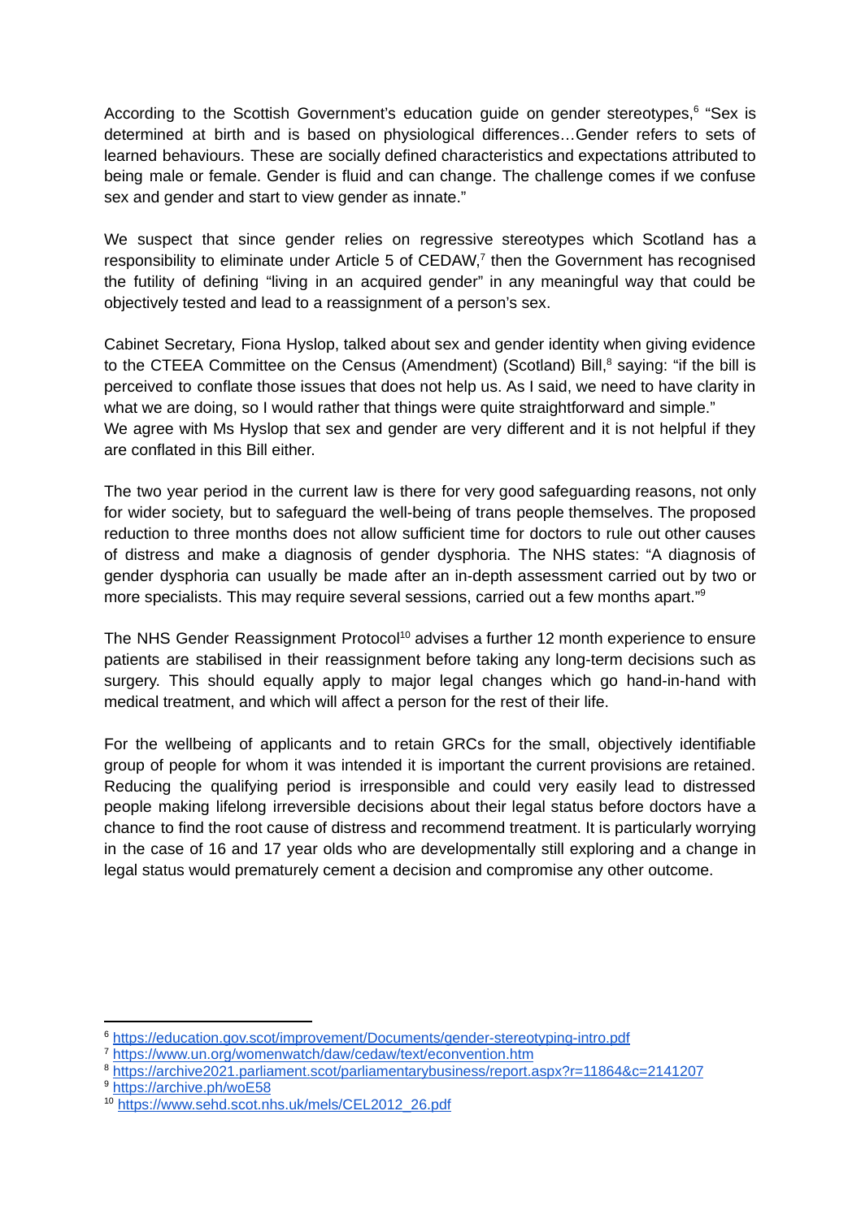According to the Scottish Government's education guide on gender stereotypes,[6] "Sex is determined at birth and is based on physiological differences…Gender refers to sets of learned behaviours. These are socially defined characteristics and expectations attributed to being male or female. Gender is fluid and can change. The challenge comes if we confuse sex and gender and start to view gender as innate."

We suspect that since gender relies on regressive stereotypes which Scotland has a responsibility to eliminate under Article 5 of CEDAW,[7] then the Government has recognised the futility of defining "living in an acquired gender" in any meaningful way that could be objectively tested and lead to a reassignment of a person's sex.

Cabinet Secretary, Fiona Hyslop, talked about sex and gender identity when giving evidence to the CTEEA Committee on the Census (Amendment) (Scotland) Bill,[8] saying: "if the bill is perceived to conflate those issues that does not help us. As I said, we need to have clarity in what we are doing, so I would rather that things were quite straightforward and simple."
We agree with Ms Hyslop that sex and gender are very different and it is not helpful if they are conflated in this Bill either.

The two year period in the current law is there for very good safeguarding reasons, not only for wider society, but to safeguard the well-being of trans people themselves. The proposed reduction to three months does not allow sufficient time for doctors to rule out other causes of distress and make a diagnosis of gender dysphoria. The NHS states: "A diagnosis of gender dysphoria can usually be made after an in-depth assessment carried out by two or more specialists. This may require several sessions, carried out a few months apart."[9]

The NHS Gender Reassignment Protocol[10] advises a further 12 month experience to ensure patients are stabilised in their reassignment before taking any long-term decisions such as surgery. This should equally apply to major legal changes which go hand-in-hand with medical treatment, and which will affect a person for the rest of their life.

For the wellbeing of applicants and to retain GRCs for the small, objectively identifiable group of people for whom it was intended it is important the current provisions are retained. Reducing the qualifying period is irresponsible and could very easily lead to distressed people making lifelong irreversible decisions about their legal status before doctors have a chance to find the root cause of distress and recommend treatment. It is particularly worrying in the case of 16 and 17 year olds who are developmentally still exploring and a change in legal status would prematurely cement a decision and compromise any other outcome.

---

[6] https://education.gov.scot/improvement/Documents/gender-stereotyping-intro.pdf
[7] https://www.un.org/womenwatch/daw/cedaw/text/econvention.htm
[8] https://archive2021.parliament.scot/parliamentarybusiness/report.aspx?r=11864&c=2141207
[9] https://archive.ph/woE58
[10] https://www.sehd.scot.nhs.uk/mels/CEL2012_26.pdf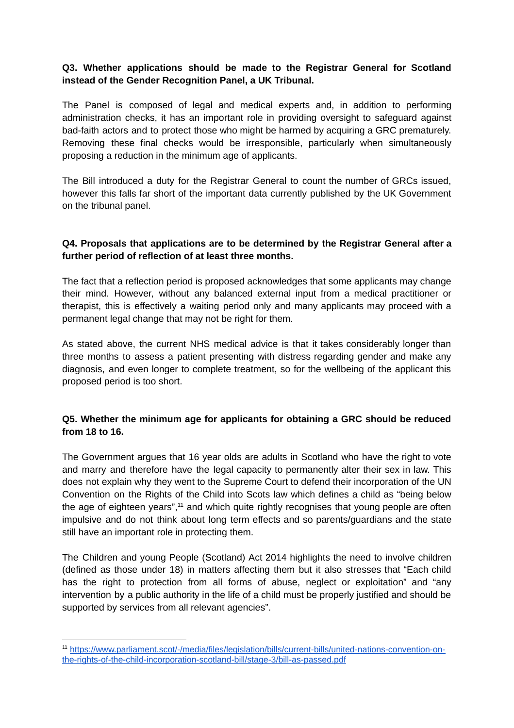**Q3. Whether applications should be made to the Registrar General for Scotland instead of the Gender Recognition Panel, a UK Tribunal.**

The Panel is composed of legal and medical experts and, in addition to performing administration checks, it has an important role in providing oversight to safeguard against bad-faith actors and to protect those who might be harmed by acquiring a GRC prematurely. Removing these final checks would be irresponsible, particularly when simultaneously proposing a reduction in the minimum age of applicants.

The Bill introduced a duty for the Registrar General to count the number of GRCs issued, however this falls far short of the important data currently published by the UK Government on the tribunal panel.

**Q4. Proposals that applications are to be determined by the Registrar General after a further period of reflection of at least three months.**

The fact that a reflection period is proposed acknowledges that some applicants may change their mind. However, without any balanced external input from a medical practitioner or therapist, this is effectively a waiting period only and many applicants may proceed with a permanent legal change that may not be right for them.

As stated above, the current NHS medical advice is that it takes considerably longer than three months to assess a patient presenting with distress regarding gender and make any diagnosis, and even longer to complete treatment, so for the wellbeing of the applicant this proposed period is too short.

**Q5. Whether the minimum age for applicants for obtaining a GRC should be reduced from 18 to 16.**

The Government argues that 16 year olds are adults in Scotland who have the right to vote and marry and therefore have the legal capacity to permanently alter their sex in law. This does not explain why they went to the Supreme Court to defend their incorporation of the UN Convention on the Rights of the Child into Scots law which defines a child as "being below the age of eighteen years",[11] and which quite rightly recognises that young people are often impulsive and do not think about long term effects and so parents/guardians and the state still have an important role in protecting them.

The Children and young People (Scotland) Act 2014 highlights the need to involve children (defined as those under 18) in matters affecting them but it also stresses that "Each child has the right to protection from all forms of abuse, neglect or exploitation" and "any intervention by a public authority in the life of a child must be properly justified and should be supported by services from all relevant agencies".

---

[11] https://www.parliament.scot/-/media/files/legislation/bills/current-bills/united-nations-convention-on-the-rights-of-the-child-incorporation-scotland-bill/stage-3/bill-as-passed.pdf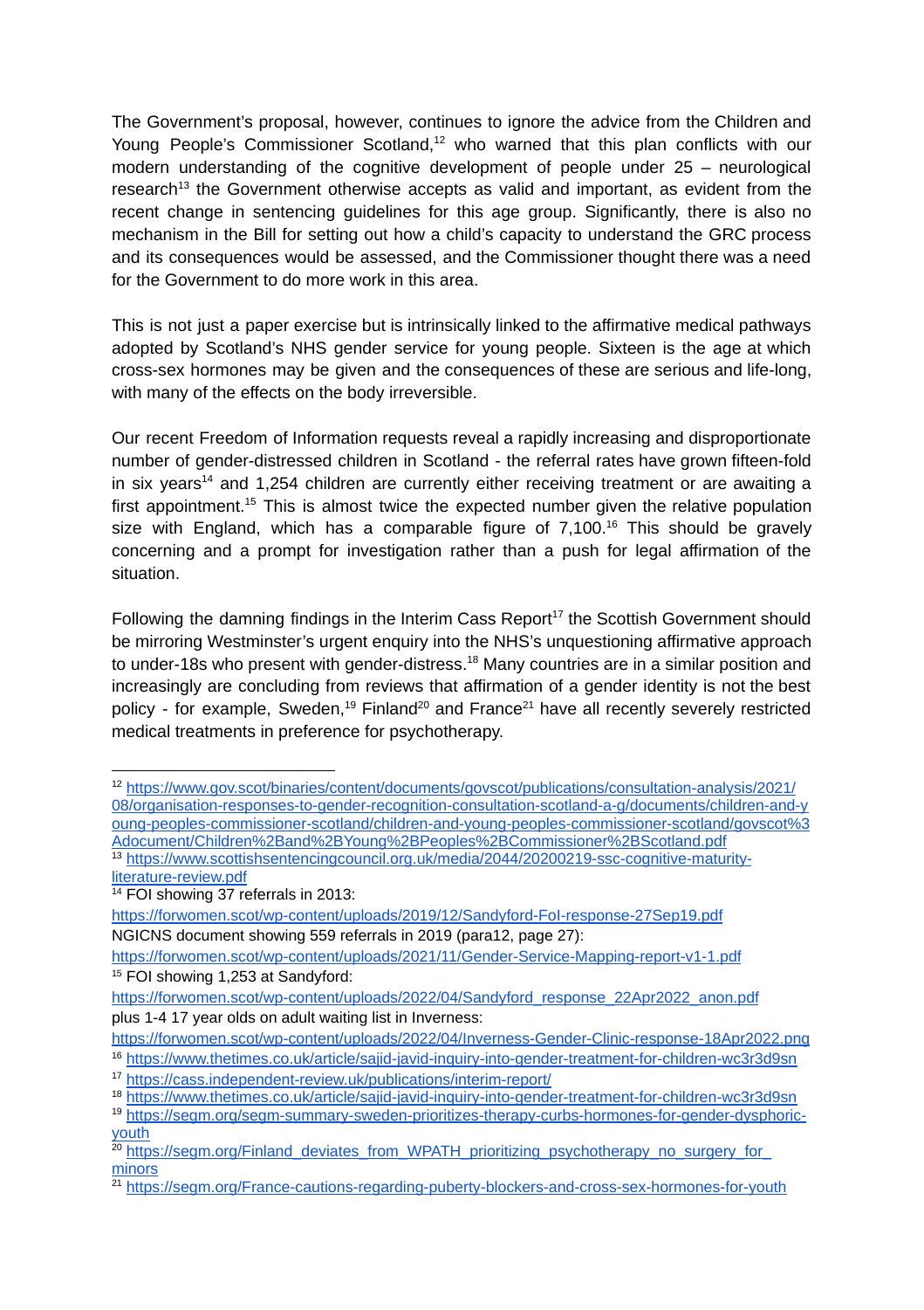The Government's proposal, however, continues to ignore the advice from the Children and Young People's Commissioner Scotland,[12] who warned that this plan conflicts with our modern understanding of the cognitive development of people under 25 – neurological research[13] the Government otherwise accepts as valid and important, as evident from the recent change in sentencing guidelines for this age group. Significantly, there is also no mechanism in the Bill for setting out how a child's capacity to understand the GRC process and its consequences would be assessed, and the Commissioner thought there was a need for the Government to do more work in this area.

This is not just a paper exercise but is intrinsically linked to the affirmative medical pathways adopted by Scotland's NHS gender service for young people. Sixteen is the age at which cross-sex hormones may be given and the consequences of these are serious and life-long, with many of the effects on the body irreversible.

Our recent Freedom of Information requests reveal a rapidly increasing and disproportionate number of gender-distressed children in Scotland - the referral rates have grown fifteen-fold in six years[14] and 1,254 children are currently either receiving treatment or are awaiting a first appointment.[15] This is almost twice the expected number given the relative population size with England, which has a comparable figure of 7,100.[16] This should be gravely concerning and a prompt for investigation rather than a push for legal affirmation of the situation.

Following the damning findings in the Interim Cass Report[17] the Scottish Government should be mirroring Westminster's urgent enquiry into the NHS's unquestioning affirmative approach to under-18s who present with gender-distress.[18] Many countries are in a similar position and increasingly are concluding from reviews that affirmation of a gender identity is not the best policy - for example, Sweden,[19] Finland[20] and France[21] have all recently severely restricted medical treatments in preference for psychotherapy.

---

[12] https://www.gov.scot/binaries/content/documents/govscot/publications/consultation-analysis/2021/08/organisation-responses-to-gender-recognition-consultation-scotland-a-g/documents/children-and-young-peoples-commissioner-scotland/children-and-young-peoples-commissioner-scotland/govscot%3Adocument/Children%2Band%2BYoung%2BPeoples%2BCommissioner%2BScotland.pdf

[13] https://www.scottishsentencingcouncil.org.uk/media/2044/20200219-ssc-cognitive-maturity-literature-review.pdf

[14] FOI showing 37 referrals in 2013:
https://forwomen.scot/wp-content/uploads/2019/12/Sandyford-FoI-response-27Sep19.pdf
NGICNS document showing 559 referrals in 2019 (para12, page 27):
https://forwomen.scot/wp-content/uploads/2021/11/Gender-Service-Mapping-report-v1-1.pdf

[15] FOI showing 1,253 at Sandyford:
https://forwomen.scot/wp-content/uploads/2022/04/Sandyford_response_22Apr2022_anon.pdf
plus 1-4 17 year olds on adult waiting list in Inverness:
https://forwomen.scot/wp-content/uploads/2022/04/Inverness-Gender-Clinic-response-18Apr2022.png

[16] https://www.thetimes.co.uk/article/sajid-javid-inquiry-into-gender-treatment-for-children-wc3r3d9sn

[17] https://cass.independent-review.uk/publications/interim-report/

[18] https://www.thetimes.co.uk/article/sajid-javid-inquiry-into-gender-treatment-for-children-wc3r3d9sn

[19] https://segm.org/segm-summary-sweden-prioritizes-therapy-curbs-hormones-for-gender-dysphoric-youth

[20] https://segm.org/Finland_deviates_from_WPATH_prioritizing_psychotherapy_no_surgery_for_minors

[21] https://segm.org/France-cautions-regarding-puberty-blockers-and-cross-sex-hormones-for-youth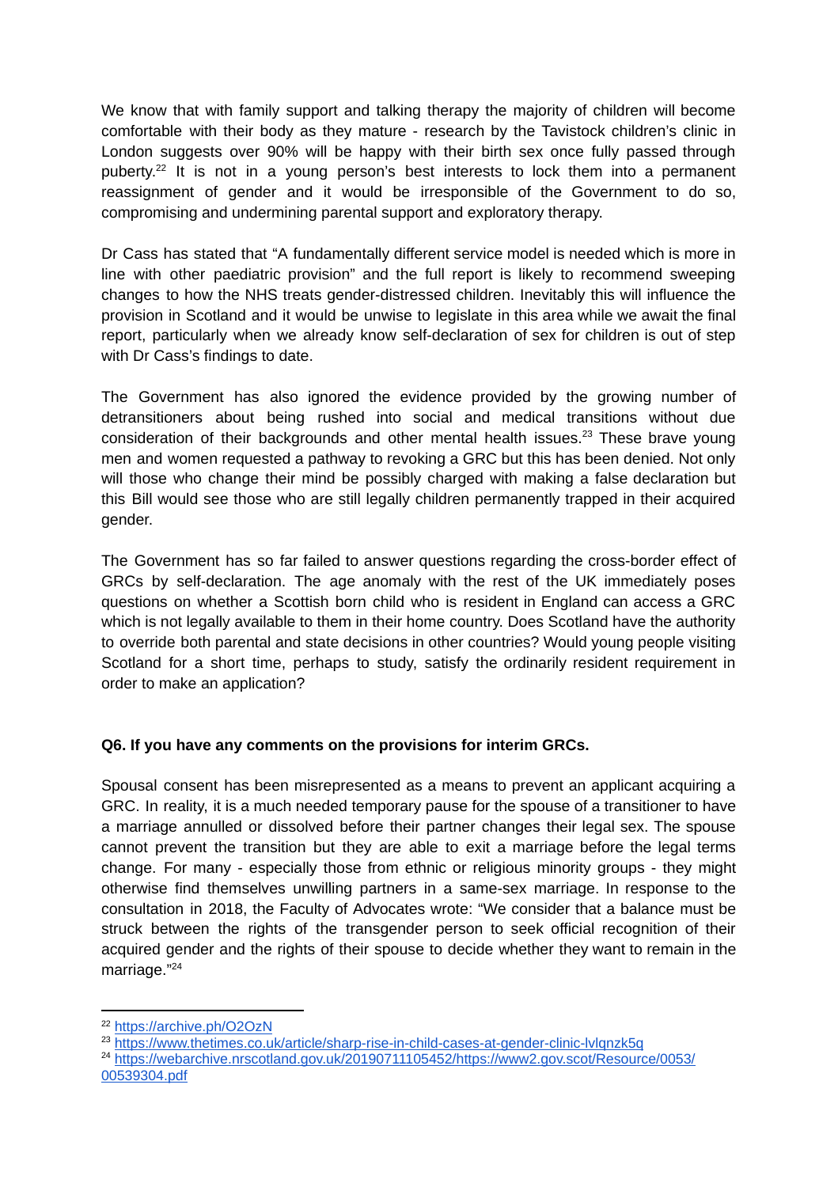We know that with family support and talking therapy the majority of children will become comfortable with their body as they mature - research by the Tavistock children's clinic in London suggests over 90% will be happy with their birth sex once fully passed through puberty.[22] It is not in a young person's best interests to lock them into a permanent reassignment of gender and it would be irresponsible of the Government to do so, compromising and undermining parental support and exploratory therapy.

Dr Cass has stated that "A fundamentally different service model is needed which is more in line with other paediatric provision" and the full report is likely to recommend sweeping changes to how the NHS treats gender-distressed children. Inevitably this will influence the provision in Scotland and it would be unwise to legislate in this area while we await the final report, particularly when we already know self-declaration of sex for children is out of step with Dr Cass's findings to date.

The Government has also ignored the evidence provided by the growing number of detransitioners about being rushed into social and medical transitions without due consideration of their backgrounds and other mental health issues.[23] These brave young men and women requested a pathway to revoking a GRC but this has been denied. Not only will those who change their mind be possibly charged with making a false declaration but this Bill would see those who are still legally children permanently trapped in their acquired gender.

The Government has so far failed to answer questions regarding the cross-border effect of GRCs by self-declaration. The age anomaly with the rest of the UK immediately poses questions on whether a Scottish born child who is resident in England can access a GRC which is not legally available to them in their home country. Does Scotland have the authority to override both parental and state decisions in other countries? Would young people visiting Scotland for a short time, perhaps to study, satisfy the ordinarily resident requirement in order to make an application?

**Q6. If you have any comments on the provisions for interim GRCs.**

Spousal consent has been misrepresented as a means to prevent an applicant acquiring a GRC. In reality, it is a much needed temporary pause for the spouse of a transitioner to have a marriage annulled or dissolved before their partner changes their legal sex. The spouse cannot prevent the transition but they are able to exit a marriage before the legal terms change. For many - especially those from ethnic or religious minority groups - they might otherwise find themselves unwilling partners in a same-sex marriage. In response to the consultation in 2018, the Faculty of Advocates wrote: "We consider that a balance must be struck between the rights of the transgender person to seek official recognition of their acquired gender and the rights of their spouse to decide whether they want to remain in the marriage."[24]

---

[22] https://archive.ph/O2OzN

[23] https://www.thetimes.co.uk/article/sharp-rise-in-child-cases-at-gender-clinic-lvlqnzk5q

[24] https://webarchive.nrscotland.gov.uk/20190711105452/https://www2.gov.scot/Resource/0053/00539304.pdf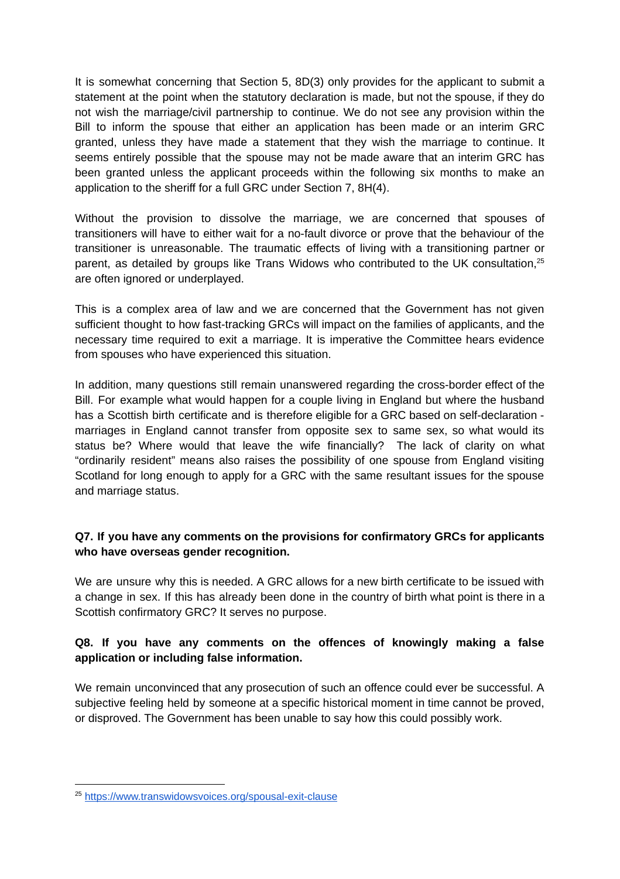It is somewhat concerning that Section 5, 8D(3) only provides for the applicant to submit a statement at the point when the statutory declaration is made, but not the spouse, if they do not wish the marriage/civil partnership to continue. We do not see any provision within the Bill to inform the spouse that either an application has been made or an interim GRC granted, unless they have made a statement that they wish the marriage to continue. It seems entirely possible that the spouse may not be made aware that an interim GRC has been granted unless the applicant proceeds within the following six months to make an application to the sheriff for a full GRC under Section 7, 8H(4).

Without the provision to dissolve the marriage, we are concerned that spouses of transitioners will have to either wait for a no-fault divorce or prove that the behaviour of the transitioner is unreasonable. The traumatic effects of living with a transitioning partner or parent, as detailed by groups like Trans Widows who contributed to the UK consultation,[25] are often ignored or underplayed.

This is a complex area of law and we are concerned that the Government has not given sufficient thought to how fast-tracking GRCs will impact on the families of applicants, and the necessary time required to exit a marriage. It is imperative the Committee hears evidence from spouses who have experienced this situation.

In addition, many questions still remain unanswered regarding the cross-border effect of the Bill. For example what would happen for a couple living in England but where the husband has a Scottish birth certificate and is therefore eligible for a GRC based on self-declaration - marriages in England cannot transfer from opposite sex to same sex, so what would its status be? Where would that leave the wife financially? The lack of clarity on what "ordinarily resident" means also raises the possibility of one spouse from England visiting Scotland for long enough to apply for a GRC with the same resultant issues for the spouse and marriage status.

**Q7. If you have any comments on the provisions for confirmatory GRCs for applicants who have overseas gender recognition.**

We are unsure why this is needed. A GRC allows for a new birth certificate to be issued with a change in sex. If this has already been done in the country of birth what point is there in a Scottish confirmatory GRC? It serves no purpose.

**Q8. If you have any comments on the offences of knowingly making a false application or including false information.**

We remain unconvinced that any prosecution of such an offence could ever be successful. A subjective feeling held by someone at a specific historical moment in time cannot be proved, or disproved. The Government has been unable to say how this could possibly work.

---

[25] https://www.transwidowsvoices.org/spousal-exit-clause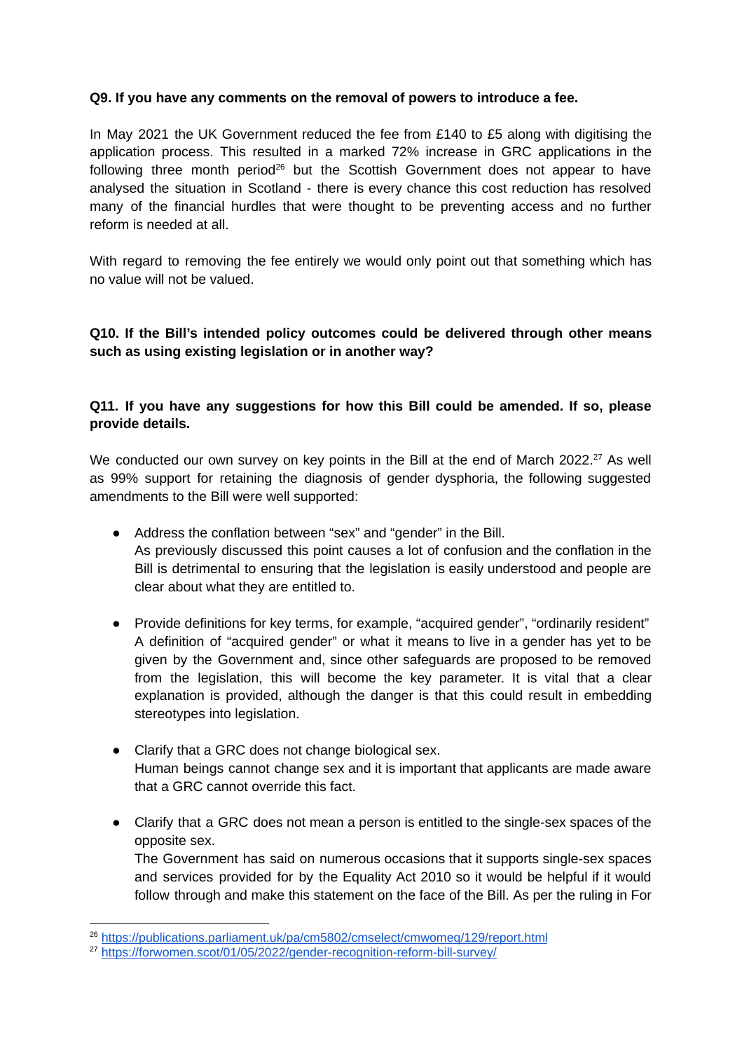**Q9. If you have any comments on the removal of powers to introduce a fee.**

In May 2021 the UK Government reduced the fee from £140 to £5 along with digitising the application process. This resulted in a marked 72% increase in GRC applications in the following three month period[26] but the Scottish Government does not appear to have analysed the situation in Scotland - there is every chance this cost reduction has resolved many of the financial hurdles that were thought to be preventing access and no further reform is needed at all.

With regard to removing the fee entirely we would only point out that something which has no value will not be valued.

**Q10. If the Bill's intended policy outcomes could be delivered through other means such as using existing legislation or in another way?**

**Q11. If you have any suggestions for how this Bill could be amended. If so, please provide details.**

We conducted our own survey on key points in the Bill at the end of March 2022.[27] As well as 99% support for retaining the diagnosis of gender dysphoria, the following suggested amendments to the Bill were well supported:

- Address the conflation between "sex" and "gender" in the Bill.
  As previously discussed this point causes a lot of confusion and the conflation in the Bill is detrimental to ensuring that the legislation is easily understood and people are clear about what they are entitled to.

- Provide definitions for key terms, for example, "acquired gender", "ordinarily resident"
  A definition of "acquired gender" or what it means to live in a gender has yet to be given by the Government and, since other safeguards are proposed to be removed from the legislation, this will become the key parameter. It is vital that a clear explanation is provided, although the danger is that this could result in embedding stereotypes into legislation.

- Clarify that a GRC does not change biological sex.
  Human beings cannot change sex and it is important that applicants are made aware that a GRC cannot override this fact.

- Clarify that a GRC does not mean a person is entitled to the single-sex spaces of the opposite sex.
  The Government has said on numerous occasions that it supports single-sex spaces and services provided for by the Equality Act 2010 so it would be helpful if it would follow through and make this statement on the face of the Bill. As per the ruling in For

[26] https://publications.parliament.uk/pa/cm5802/cmselect/cmwomeq/129/report.html

[27] https://forwomen.scot/01/05/2022/gender-recognition-reform-bill-survey/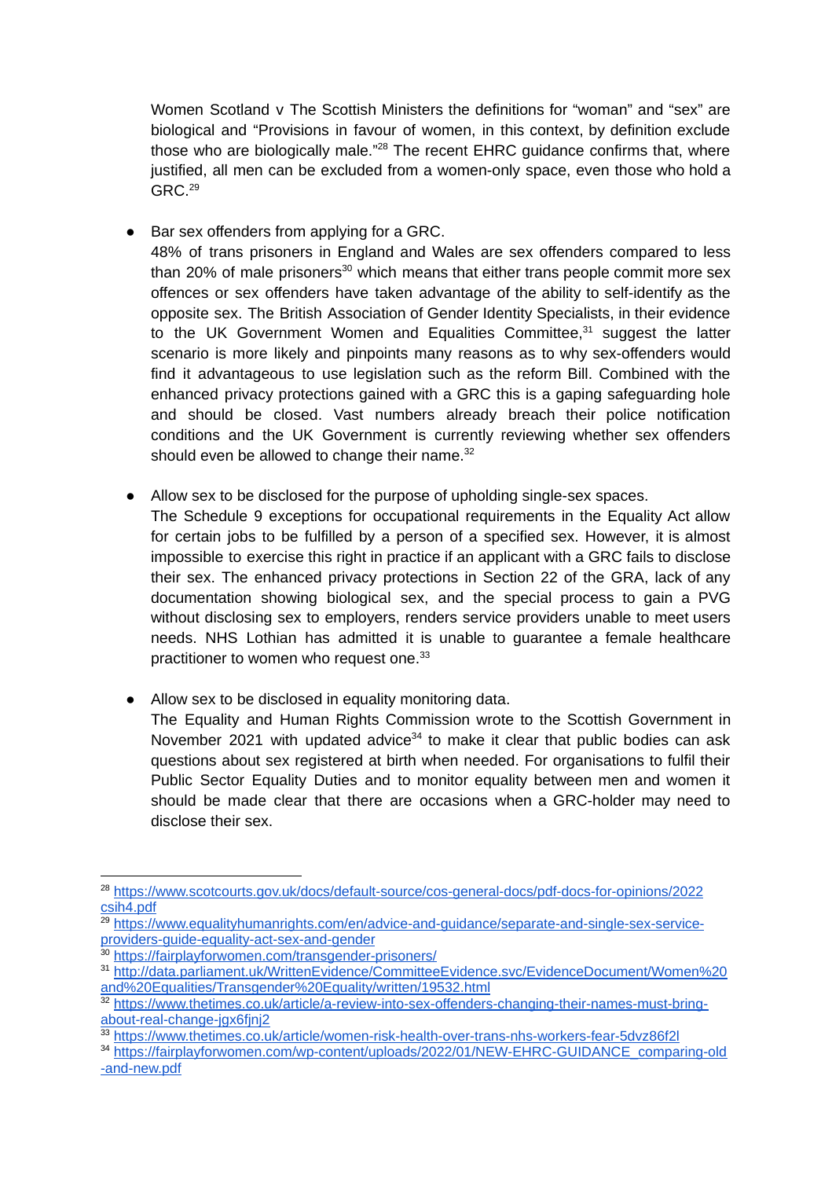Women Scotland v The Scottish Ministers the definitions for “woman” and “sex” are biological and “Provisions in favour of women, in this context, by definition exclude those who are biologically male.”[28] The recent EHRC guidance confirms that, where justified, all men can be excluded from a women-only space, even those who hold a GRC.[29]

- Bar sex offenders from applying for a GRC.
  48% of trans prisoners in England and Wales are sex offenders compared to less than 20% of male prisoners[30] which means that either trans people commit more sex offences or sex offenders have taken advantage of the ability to self-identify as the opposite sex. The British Association of Gender Identity Specialists, in their evidence to the UK Government Women and Equalities Committee,[31] suggest the latter scenario is more likely and pinpoints many reasons as to why sex-offenders would find it advantageous to use legislation such as the reform Bill. Combined with the enhanced privacy protections gained with a GRC this is a gaping safeguarding hole and should be closed. Vast numbers already breach their police notification conditions and the UK Government is currently reviewing whether sex offenders should even be allowed to change their name.[32]

- Allow sex to be disclosed for the purpose of upholding single-sex spaces.
  The Schedule 9 exceptions for occupational requirements in the Equality Act allow for certain jobs to be fulfilled by a person of a specified sex. However, it is almost impossible to exercise this right in practice if an applicant with a GRC fails to disclose their sex. The enhanced privacy protections in Section 22 of the GRA, lack of any documentation showing biological sex, and the special process to gain a PVG without disclosing sex to employers, renders service providers unable to meet users needs. NHS Lothian has admitted it is unable to guarantee a female healthcare practitioner to women who request one.[33]

- Allow sex to be disclosed in equality monitoring data.
  The Equality and Human Rights Commission wrote to the Scottish Government in November 2021 with updated advice[34] to make it clear that public bodies can ask questions about sex registered at birth when needed. For organisations to fulfil their Public Sector Equality Duties and to monitor equality between men and women it should be made clear that there are occasions when a GRC-holder may need to disclose their sex.

---

[28] https://www.scotcourts.gov.uk/docs/default-source/cos-general-docs/pdf-docs-for-opinions/2022csih4.pdf
[29] https://www.equalityhumanrights.com/en/advice-and-guidance/separate-and-single-sex-service-providers-guide-equality-act-sex-and-gender
[30] https://fairplayforwomen.com/transgender-prisoners/
[31] http://data.parliament.uk/WrittenEvidence/CommitteeEvidence.svc/EvidenceDocument/Women%20and%20Equalities/Transgender%20Equality/written/19532.html
[32] https://www.thetimes.co.uk/article/a-review-into-sex-offenders-changing-their-names-must-bring-about-real-change-jgx6fjnj2
[33] https://www.thetimes.co.uk/article/women-risk-health-over-trans-nhs-workers-fear-5dvz86f2l
[34] https://fairplayforwomen.com/wp-content/uploads/2022/01/NEW-EHRC-GUIDANCE_comparing-old-and-new.pdf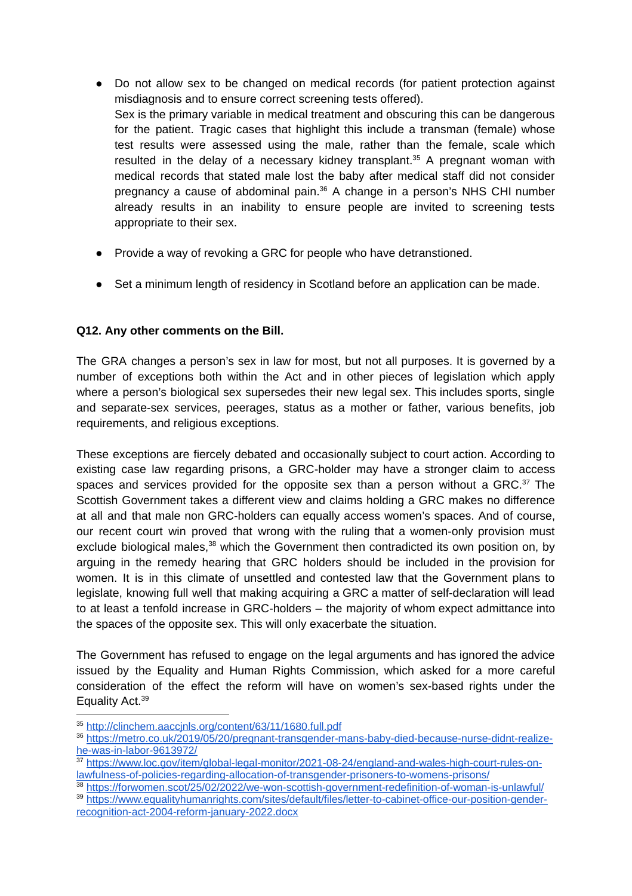- Do not allow sex to be changed on medical records (for patient protection against misdiagnosis and to ensure correct screening tests offered).
  Sex is the primary variable in medical treatment and obscuring this can be dangerous for the patient. Tragic cases that highlight this include a transman (female) whose test results were assessed using the male, rather than the female, scale which resulted in the delay of a necessary kidney transplant.[35] A pregnant woman with medical records that stated male lost the baby after medical staff did not consider pregnancy a cause of abdominal pain.[36] A change in a person's NHS CHI number already results in an inability to ensure people are invited to screening tests appropriate to their sex.

- Provide a way of revoking a GRC for people who have detranstioned.

- Set a minimum length of residency in Scotland before an application can be made.

**Q12. Any other comments on the Bill.**

The GRA changes a person's sex in law for most, but not all purposes. It is governed by a number of exceptions both within the Act and in other pieces of legislation which apply where a person's biological sex supersedes their new legal sex. This includes sports, single and separate-sex services, peerages, status as a mother or father, various benefits, job requirements, and religious exceptions.

These exceptions are fiercely debated and occasionally subject to court action. According to existing case law regarding prisons, a GRC-holder may have a stronger claim to access spaces and services provided for the opposite sex than a person without a GRC.[37] The Scottish Government takes a different view and claims holding a GRC makes no difference at all and that male non GRC-holders can equally access women's spaces. And of course, our recent court win proved that wrong with the ruling that a women-only provision must exclude biological males,[38] which the Government then contradicted its own position on, by arguing in the remedy hearing that GRC holders should be included in the provision for women. It is in this climate of unsettled and contested law that the Government plans to legislate, knowing full well that making acquiring a GRC a matter of self-declaration will lead to at least a tenfold increase in GRC-holders – the majority of whom expect admittance into the spaces of the opposite sex. This will only exacerbate the situation.

The Government has refused to engage on the legal arguments and has ignored the advice issued by the Equality and Human Rights Commission, which asked for a more careful consideration of the effect the reform will have on women's sex-based rights under the Equality Act.[39]

---

[35] http://clinchem.aaccjnls.org/content/63/11/1680.full.pdf

[36] https://metro.co.uk/2019/05/20/pregnant-transgender-mans-baby-died-because-nurse-didnt-realize-he-was-in-labor-9613972/

[37] https://www.loc.gov/item/global-legal-monitor/2021-08-24/england-and-wales-high-court-rules-on-lawfulness-of-policies-regarding-allocation-of-transgender-prisoners-to-womens-prisons/

[38] https://forwomen.scot/25/02/2022/we-won-scottish-government-redefinition-of-woman-is-unlawful/

[39] https://www.equalityhumanrights.com/sites/default/files/letter-to-cabinet-office-our-position-gender-recognition-act-2004-reform-january-2022.docx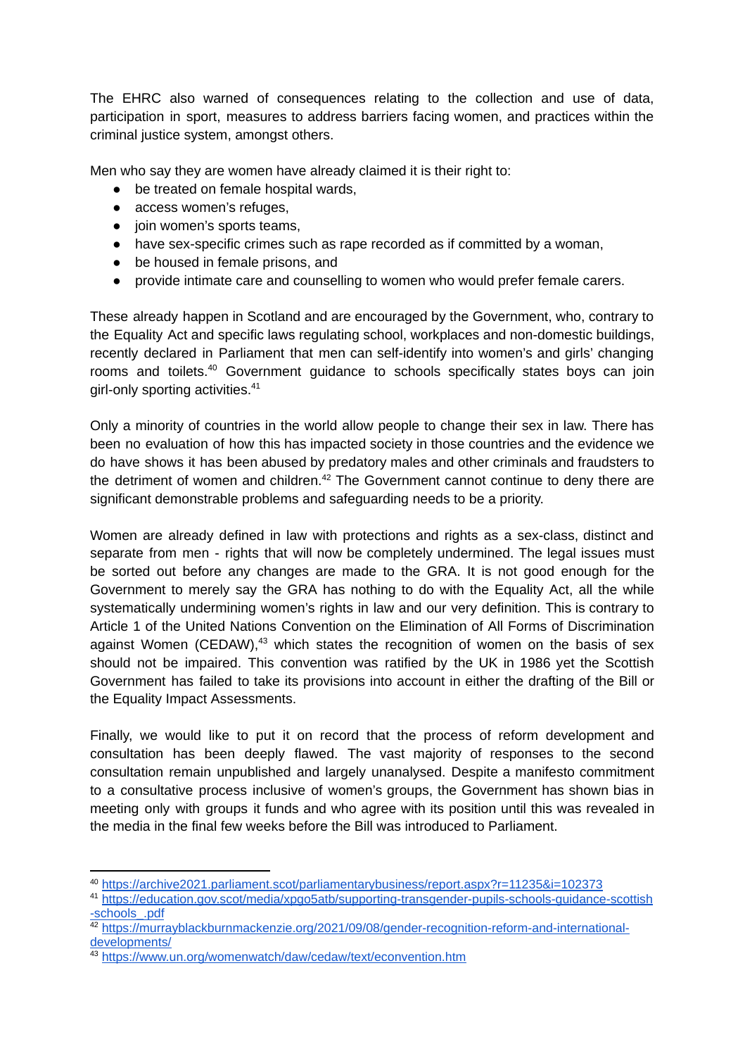The EHRC also warned of consequences relating to the collection and use of data, participation in sport, measures to address barriers facing women, and practices within the criminal justice system, amongst others.

Men who say they are women have already claimed it is their right to:

- be treated on female hospital wards,
- access women's refuges,
- join women's sports teams,
- have sex-specific crimes such as rape recorded as if committed by a woman,
- be housed in female prisons, and
- provide intimate care and counselling to women who would prefer female carers.

These already happen in Scotland and are encouraged by the Government, who, contrary to the Equality Act and specific laws regulating school, workplaces and non-domestic buildings, recently declared in Parliament that men can self-identify into women's and girls' changing rooms and toilets.[40] Government guidance to schools specifically states boys can join girl-only sporting activities.[41]

Only a minority of countries in the world allow people to change their sex in law. There has been no evaluation of how this has impacted society in those countries and the evidence we do have shows it has been abused by predatory males and other criminals and fraudsters to the detriment of women and children.[42] The Government cannot continue to deny there are significant demonstrable problems and safeguarding needs to be a priority.

Women are already defined in law with protections and rights as a sex-class, distinct and separate from men - rights that will now be completely undermined. The legal issues must be sorted out before any changes are made to the GRA. It is not good enough for the Government to merely say the GRA has nothing to do with the Equality Act, all the while systematically undermining women's rights in law and our very definition. This is contrary to Article 1 of the United Nations Convention on the Elimination of All Forms of Discrimination against Women (CEDAW),[43] which states the recognition of women on the basis of sex should not be impaired. This convention was ratified by the UK in 1986 yet the Scottish Government has failed to take its provisions into account in either the drafting of the Bill or the Equality Impact Assessments.

Finally, we would like to put it on record that the process of reform development and consultation has been deeply flawed. The vast majority of responses to the second consultation remain unpublished and largely unanalysed. Despite a manifesto commitment to a consultative process inclusive of women's groups, the Government has shown bias in meeting only with groups it funds and who agree with its position until this was revealed in the media in the final few weeks before the Bill was introduced to Parliament.

---

[40] https://archive2021.parliament.scot/parliamentarybusiness/report.aspx?r=11235&i=102373

[41] https://education.gov.scot/media/xpgo5atb/supporting-transgender-pupils-schools-guidance-scottish-schools_.pdf

[42] https://murrayblackburnmackenzie.org/2021/09/08/gender-recognition-reform-and-international-developments/

[43] https://www.un.org/womenwatch/daw/cedaw/text/econvention.htm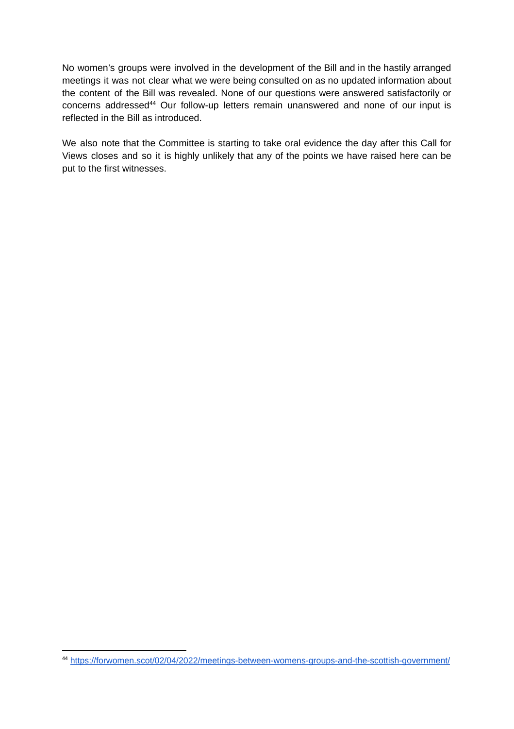No women's groups were involved in the development of the Bill and in the hastily arranged meetings it was not clear what we were being consulted on as no updated information about the content of the Bill was revealed. None of our questions were answered satisfactorily or concerns addressed[44] Our follow-up letters remain unanswered and none of our input is reflected in the Bill as introduced.

We also note that the Committee is starting to take oral evidence the day after this Call for Views closes and so it is highly unlikely that any of the points we have raised here can be put to the first witnesses.

[44] https://forwomen.scot/02/04/2022/meetings-between-womens-groups-and-the-scottish-government/